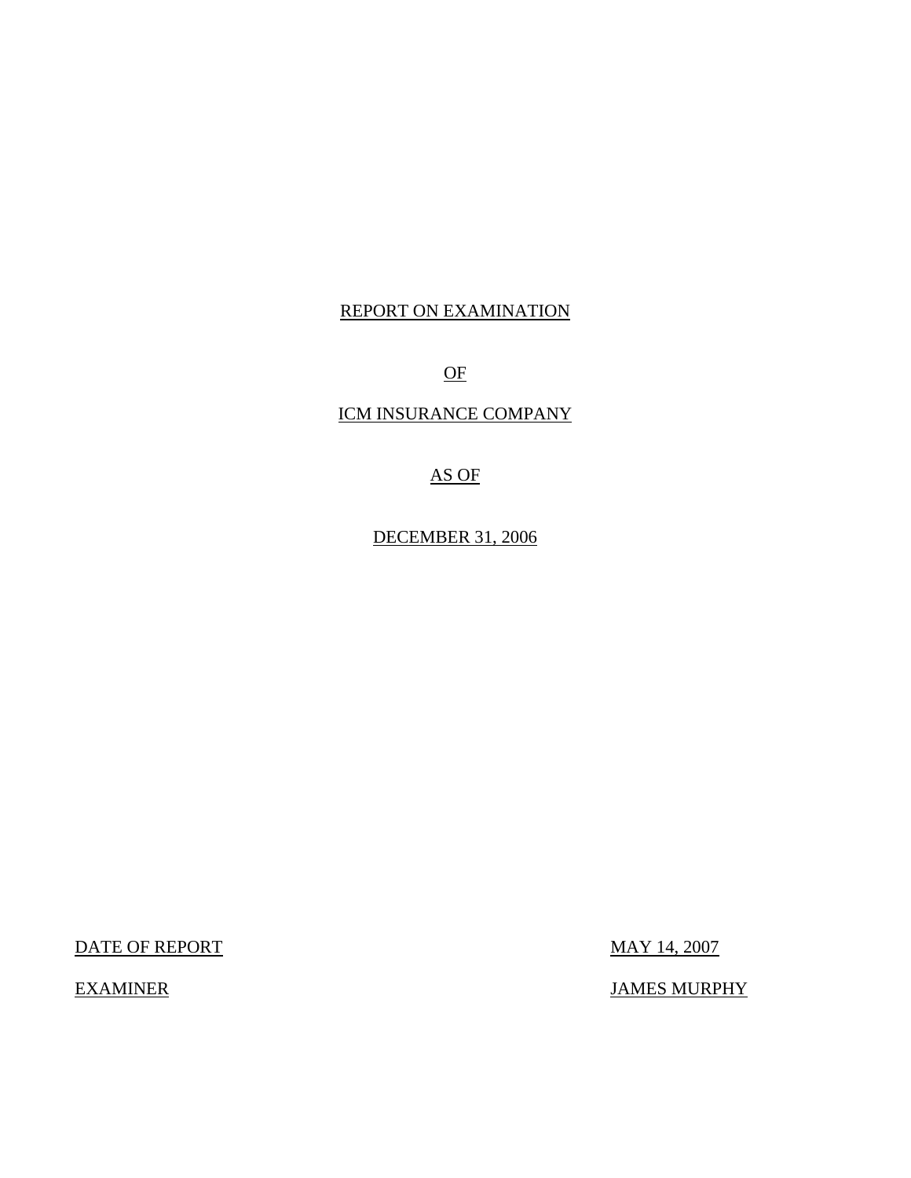# REPORT ON EXAMINATION

OF

ICM INSURANCE COMPANY

AS OF

DECEMBER 31, 2006

| DATE OF REPORT | MAY 14, 2007 |
| --- | --- |
| EXAMINER | JAMES MURPHY |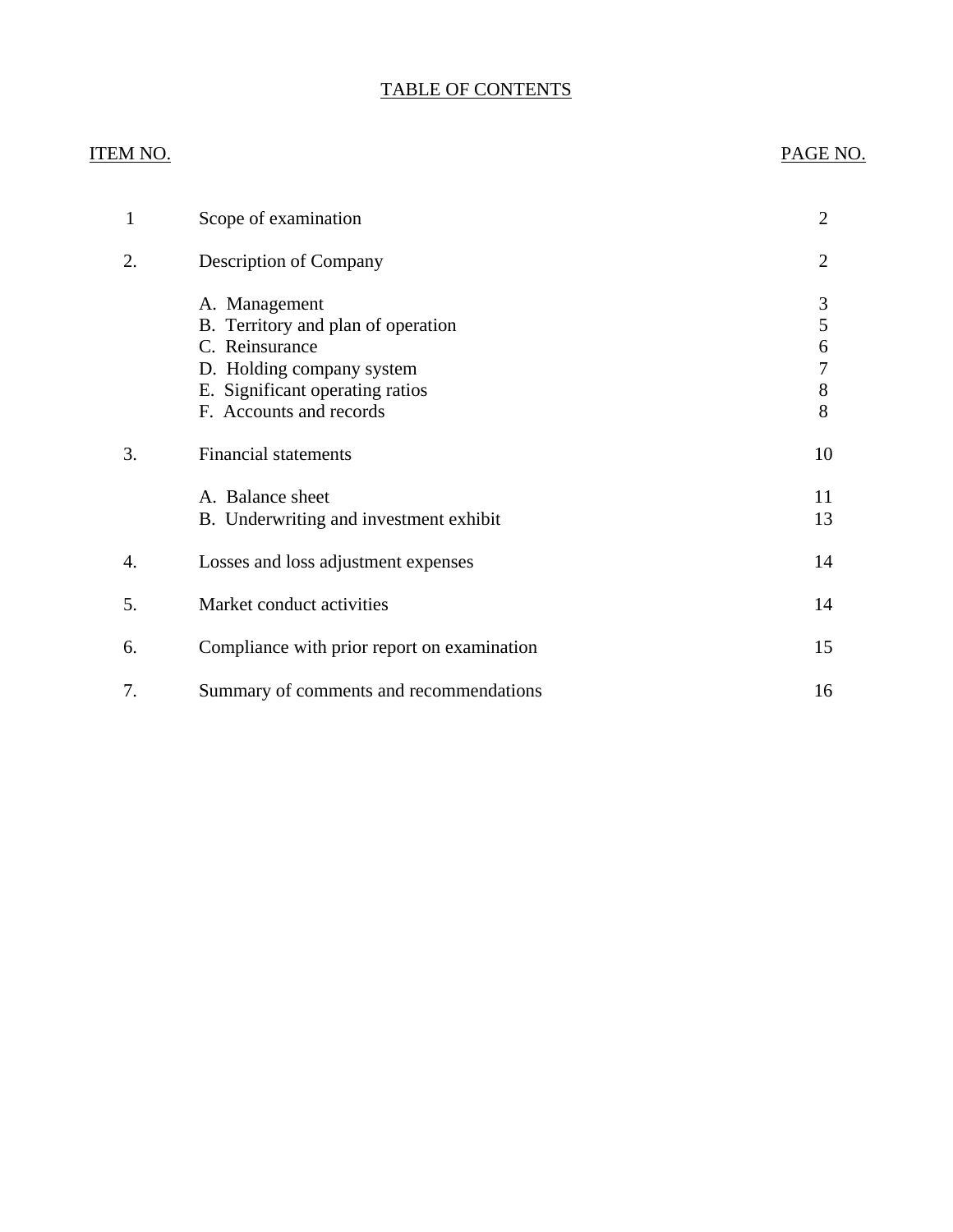# TABLE OF CONTENTS

| ITEM NO. | | PAGE NO. |
|---|---|---|
| 1 | Scope of examination | 2 |
| 2. | Description of Company | 2 |
| | A. Management | 3 |
| | B. Territory and plan of operation | 5 |
| | C. Reinsurance | 6 |
| | D. Holding company system | 7 |
| | E. Significant operating ratios | 8 |
| | F. Accounts and records | 8 |
| 3. | Financial statements | 10 |
| | A. Balance sheet | 11 |
| | B. Underwriting and investment exhibit | 13 |
| 4. | Losses and loss adjustment expenses | 14 |
| 5. | Market conduct activities | 14 |
| 6. | Compliance with prior report on examination | 15 |
| 7. | Summary of comments and recommendations | 16 |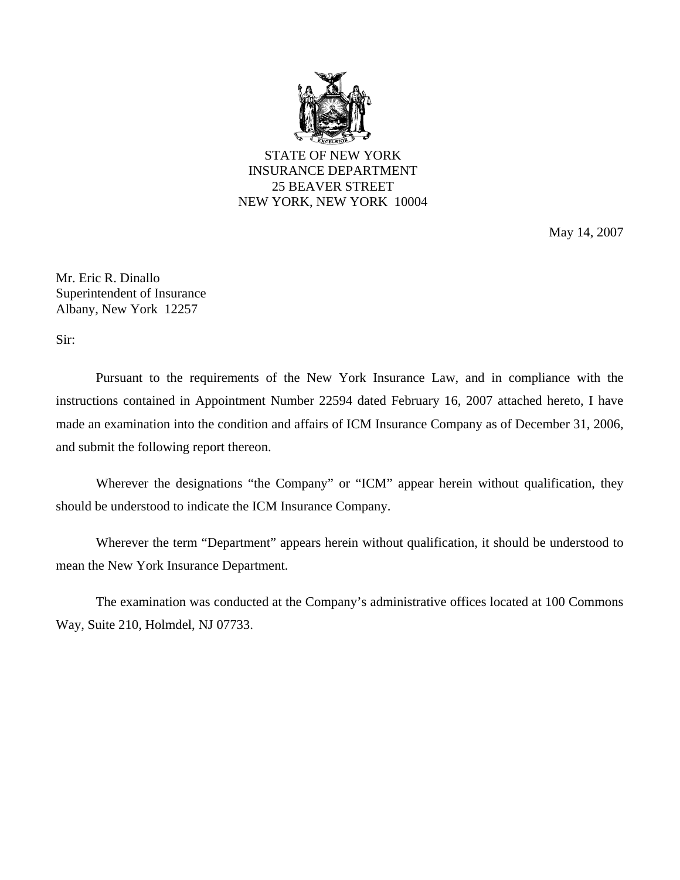STATE OF NEW YORK
INSURANCE DEPARTMENT
25 BEAVER STREET
NEW YORK, NEW YORK 10004

May 14, 2007

Mr. Eric R. Dinallo
Superintendent of Insurance
Albany, New York 12257

Sir:

Pursuant to the requirements of the New York Insurance Law, and in compliance with the instructions contained in Appointment Number 22594 dated February 16, 2007 attached hereto, I have made an examination into the condition and affairs of ICM Insurance Company as of December 31, 2006, and submit the following report thereon.

Wherever the designations "the Company" or "ICM" appear herein without qualification, they should be understood to indicate the ICM Insurance Company.

Wherever the term "Department" appears herein without qualification, it should be understood to mean the New York Insurance Department.

The examination was conducted at the Company's administrative offices located at 100 Commons Way, Suite 210, Holmdel, NJ 07733.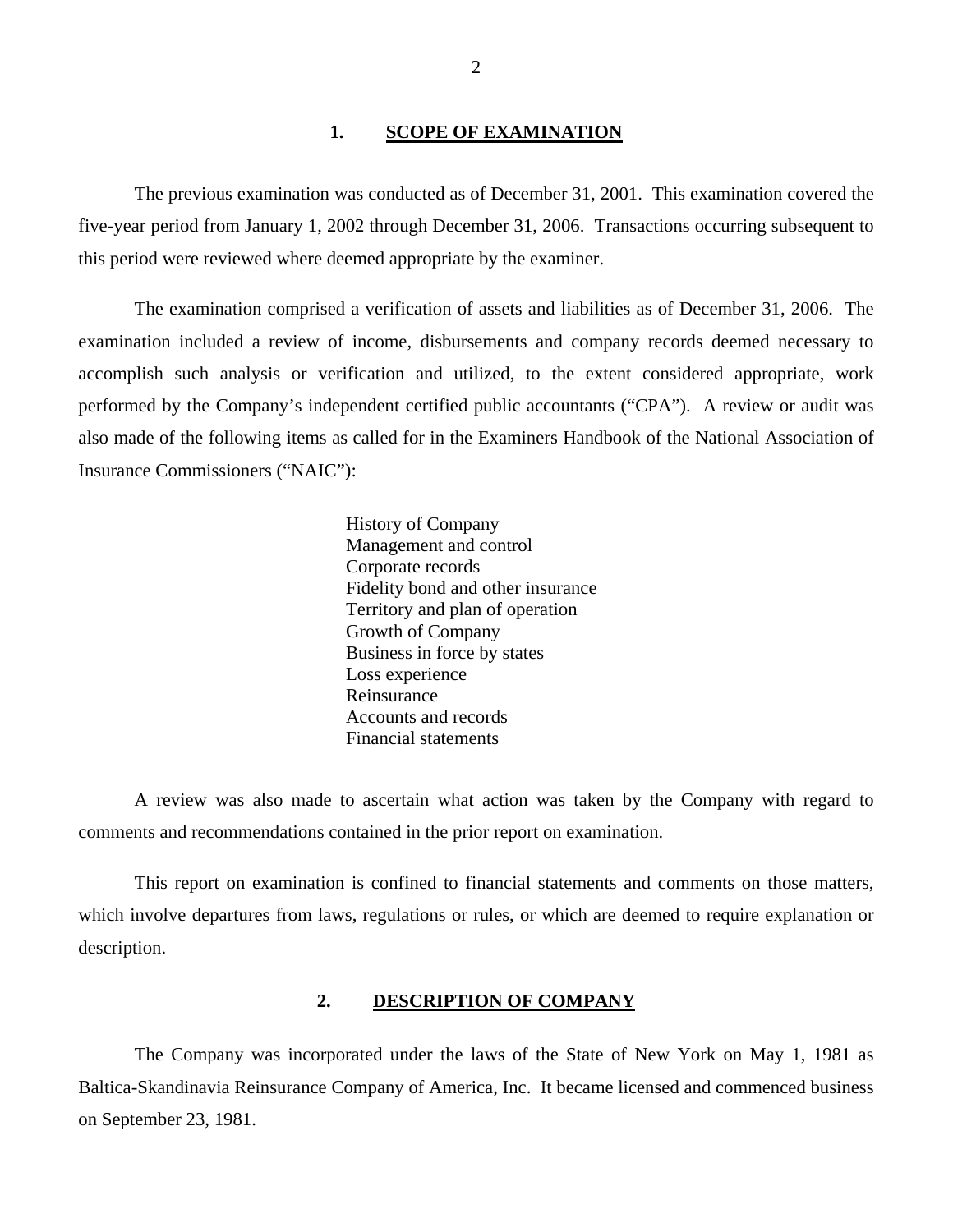## 1. SCOPE OF EXAMINATION

The previous examination was conducted as of December 31, 2001. This examination covered the five-year period from January 1, 2002 through December 31, 2006. Transactions occurring subsequent to this period were reviewed where deemed appropriate by the examiner.

The examination comprised a verification of assets and liabilities as of December 31, 2006. The examination included a review of income, disbursements and company records deemed necessary to accomplish such analysis or verification and utilized, to the extent considered appropriate, work performed by the Company's independent certified public accountants ("CPA"). A review or audit was also made of the following items as called for in the Examiners Handbook of the National Association of Insurance Commissioners ("NAIC"):

- History of Company
- Management and control
- Corporate records
- Fidelity bond and other insurance
- Territory and plan of operation
- Growth of Company
- Business in force by states
- Loss experience
- Reinsurance
- Accounts and records
- Financial statements

A review was also made to ascertain what action was taken by the Company with regard to comments and recommendations contained in the prior report on examination.

This report on examination is confined to financial statements and comments on those matters, which involve departures from laws, regulations or rules, or which are deemed to require explanation or description.

## 2. DESCRIPTION OF COMPANY

The Company was incorporated under the laws of the State of New York on May 1, 1981 as Baltica-Skandinavia Reinsurance Company of America, Inc. It became licensed and commenced business on September 23, 1981.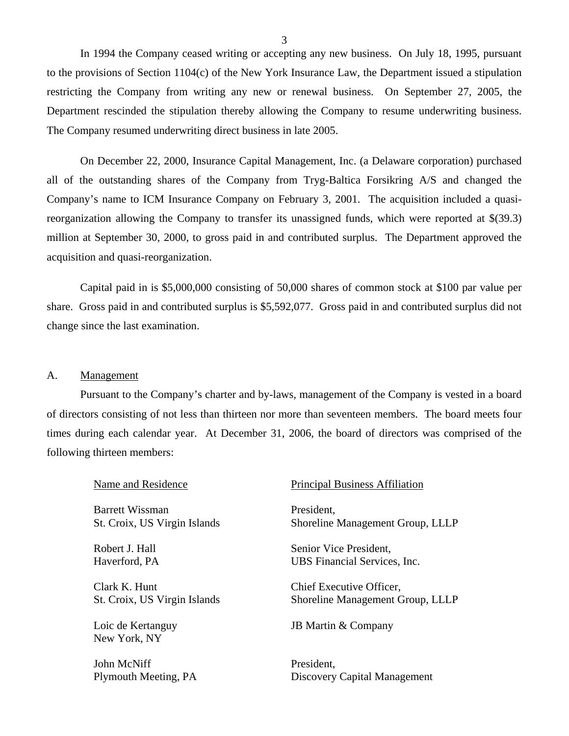In 1994 the Company ceased writing or accepting any new business. On July 18, 1995, pursuant to the provisions of Section 1104(c) of the New York Insurance Law, the Department issued a stipulation restricting the Company from writing any new or renewal business. On September 27, 2005, the Department rescinded the stipulation thereby allowing the Company to resume underwriting business. The Company resumed underwriting direct business in late 2005.

On December 22, 2000, Insurance Capital Management, Inc. (a Delaware corporation) purchased all of the outstanding shares of the Company from Tryg-Baltica Forsikring A/S and changed the Company's name to ICM Insurance Company on February 3, 2001. The acquisition included a quasi-reorganization allowing the Company to transfer its unassigned funds, which were reported at $(39.3) million at September 30, 2000, to gross paid in and contributed surplus. The Department approved the acquisition and quasi-reorganization.

Capital paid in is $5,000,000 consisting of 50,000 shares of common stock at $100 par value per share. Gross paid in and contributed surplus is $5,592,077. Gross paid in and contributed surplus did not change since the last examination.

## A. Management

Pursuant to the Company's charter and by-laws, management of the Company is vested in a board of directors consisting of not less than thirteen nor more than seventeen members. The board meets four times during each calendar year. At December 31, 2006, the board of directors was comprised of the following thirteen members:

| Name and Residence | Principal Business Affiliation |
|---|---|
| Barrett Wissman<br>St. Croix, US Virgin Islands | President,<br>Shoreline Management Group, LLLP |
| Robert J. Hall<br>Haverford, PA | Senior Vice President,<br>UBS Financial Services, Inc. |
| Clark K. Hunt<br>St. Croix, US Virgin Islands | Chief Executive Officer,<br>Shoreline Management Group, LLLP |
| Loic de Kertanguy<br>New York, NY | JB Martin & Company |
| John McNiff<br>Plymouth Meeting, PA | President,<br>Discovery Capital Management |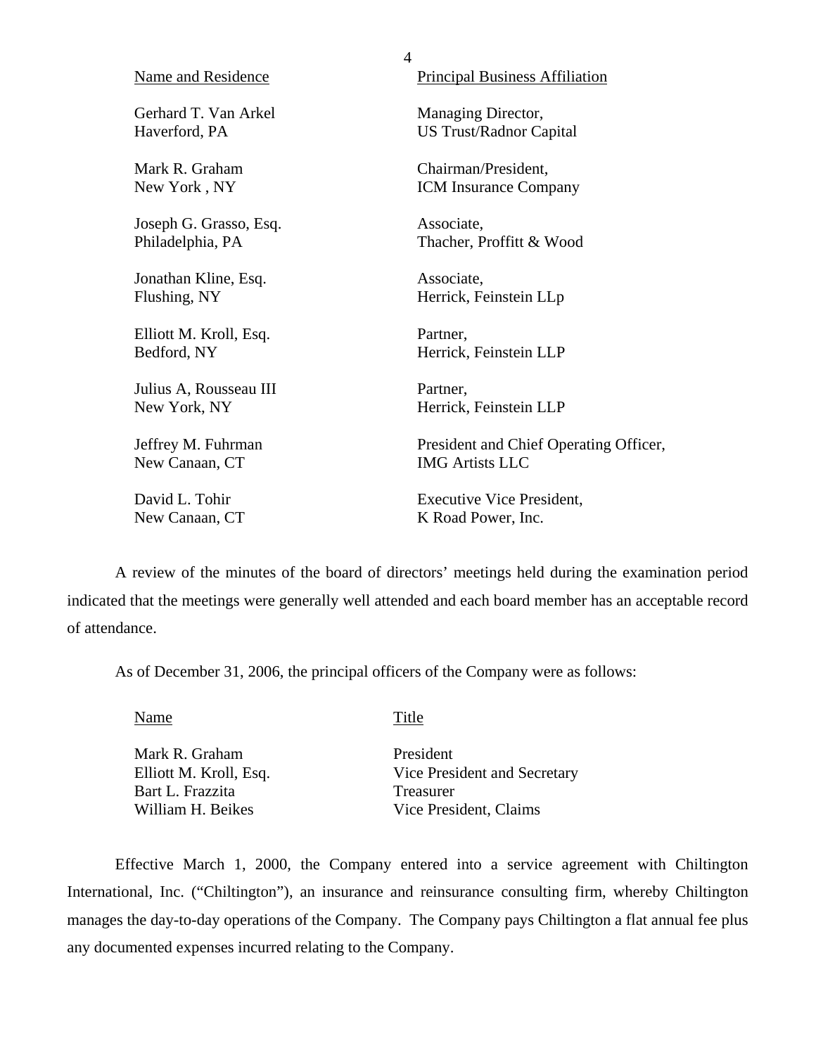| Name and Residence | Principal Business Affiliation |
|---|---|
| Gerhard T. Van Arkel<br>Haverford, PA | Managing Director,<br>US Trust/Radnor Capital |
| Mark R. Graham<br>New York , NY | Chairman/President,<br>ICM Insurance Company |
| Joseph G. Grasso, Esq.<br>Philadelphia, PA | Associate,<br>Thacher, Proffitt & Wood |
| Jonathan Kline, Esq.<br>Flushing, NY | Associate,<br>Herrick, Feinstein LLp |
| Elliott M. Kroll, Esq.<br>Bedford, NY | Partner,<br>Herrick, Feinstein LLP |
| Julius A, Rousseau III<br>New York, NY | Partner,<br>Herrick, Feinstein LLP |
| Jeffrey M. Fuhrman<br>New Canaan, CT | President and Chief Operating Officer,<br>IMG Artists LLC |
| David L. Tohir<br>New Canaan, CT | Executive Vice President,<br>K Road Power, Inc. |

A review of the minutes of the board of directors' meetings held during the examination period indicated that the meetings were generally well attended and each board member has an acceptable record of attendance.

As of December 31, 2006, the principal officers of the Company were as follows:

| Name | Title |
|---|---|
| Mark R. Graham | President |
| Elliott M. Kroll, Esq. | Vice President and Secretary |
| Bart L. Frazzita | Treasurer |
| William H. Beikes | Vice President, Claims |

Effective March 1, 2000, the Company entered into a service agreement with Chiltington International, Inc. ("Chiltington"), an insurance and reinsurance consulting firm, whereby Chiltington manages the day-to-day operations of the Company. The Company pays Chiltington a flat annual fee plus any documented expenses incurred relating to the Company.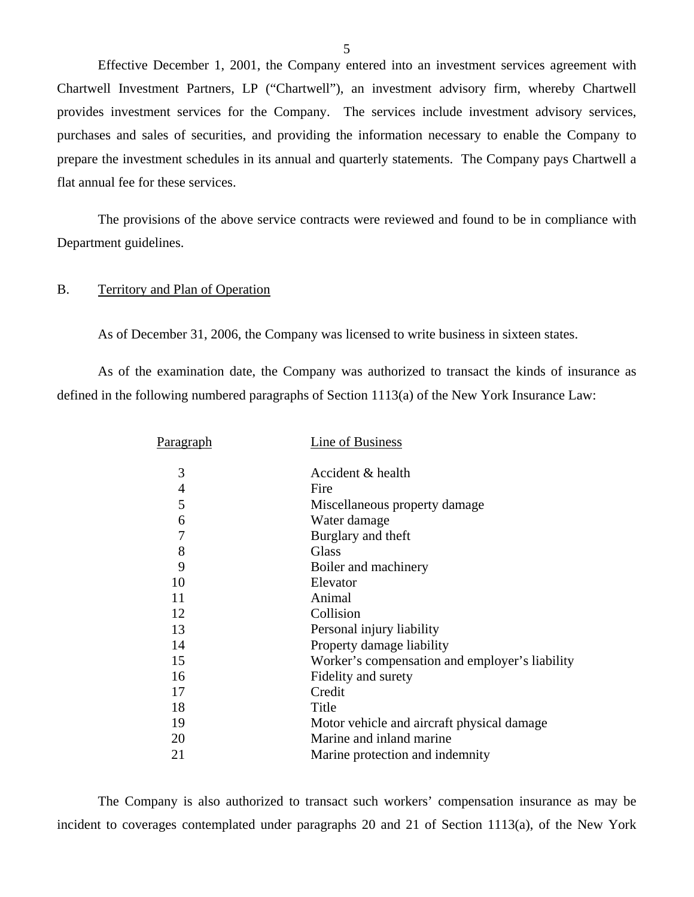Effective December 1, 2001, the Company entered into an investment services agreement with Chartwell Investment Partners, LP ("Chartwell"), an investment advisory firm, whereby Chartwell provides investment services for the Company. The services include investment advisory services, purchases and sales of securities, and providing the information necessary to enable the Company to prepare the investment schedules in its annual and quarterly statements. The Company pays Chartwell a flat annual fee for these services.

The provisions of the above service contracts were reviewed and found to be in compliance with Department guidelines.

## B. Territory and Plan of Operation

As of December 31, 2006, the Company was licensed to write business in sixteen states.

As of the examination date, the Company was authorized to transact the kinds of insurance as defined in the following numbered paragraphs of Section 1113(a) of the New York Insurance Law:

| Paragraph | Line of Business |
|---|---|
| 3 | Accident & health |
| 4 | Fire |
| 5 | Miscellaneous property damage |
| 6 | Water damage |
| 7 | Burglary and theft |
| 8 | Glass |
| 9 | Boiler and machinery |
| 10 | Elevator |
| 11 | Animal |
| 12 | Collision |
| 13 | Personal injury liability |
| 14 | Property damage liability |
| 15 | Worker's compensation and employer's liability |
| 16 | Fidelity and surety |
| 17 | Credit |
| 18 | Title |
| 19 | Motor vehicle and aircraft physical damage |
| 20 | Marine and inland marine |
| 21 | Marine protection and indemnity |

The Company is also authorized to transact such workers' compensation insurance as may be incident to coverages contemplated under paragraphs 20 and 21 of Section 1113(a), of the New York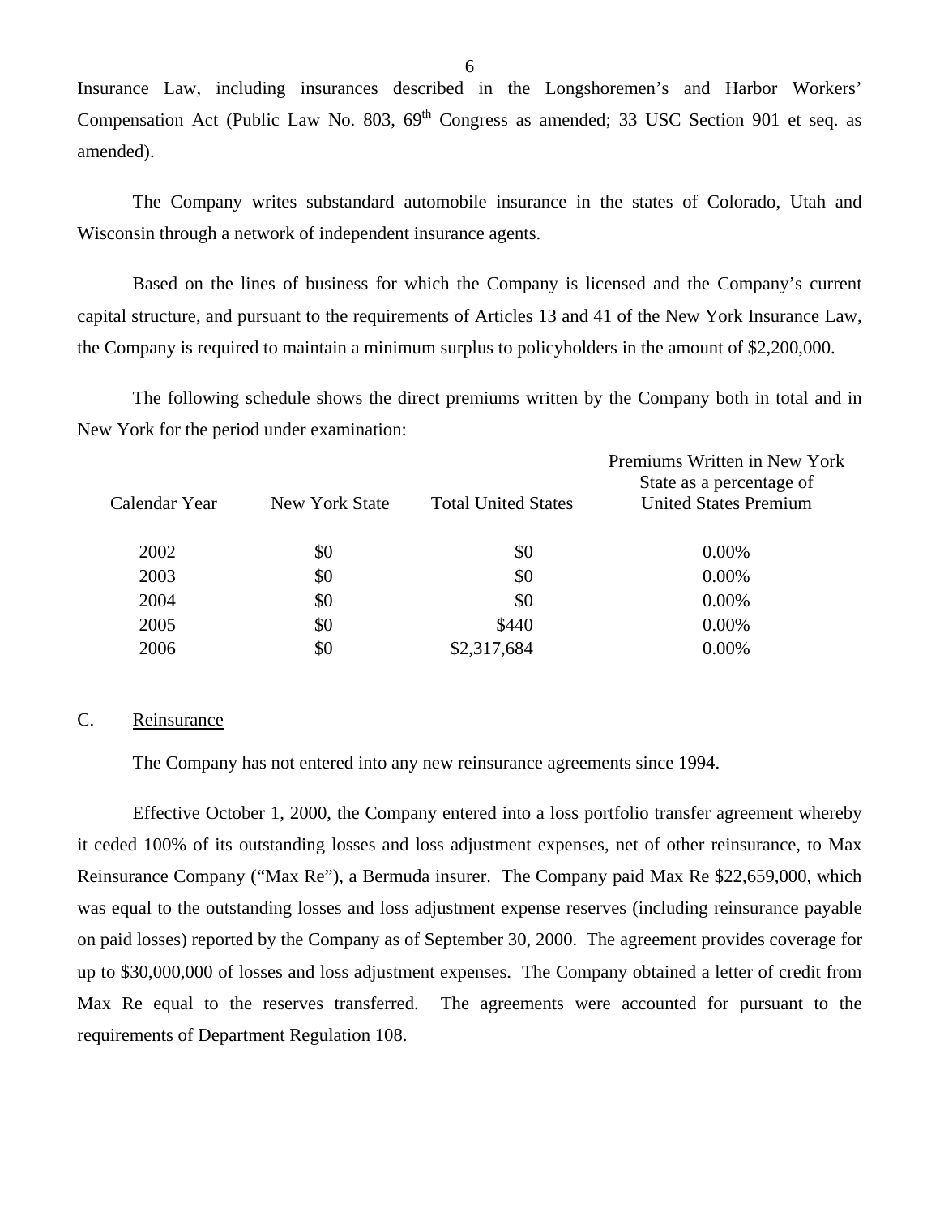Insurance Law, including insurances described in the Longshoremen's and Harbor Workers' Compensation Act (Public Law No. 803, 69th Congress as amended; 33 USC Section 901 et seq. as amended).

The Company writes substandard automobile insurance in the states of Colorado, Utah and Wisconsin through a network of independent insurance agents.

Based on the lines of business for which the Company is licensed and the Company's current capital structure, and pursuant to the requirements of Articles 13 and 41 of the New York Insurance Law, the Company is required to maintain a minimum surplus to policyholders in the amount of $2,200,000.

The following schedule shows the direct premiums written by the Company both in total and in New York for the period under examination:

| Calendar Year | New York State | Total United States | Premiums Written in New York State as a percentage of United States Premium |
|---|---|---|---|
| 2002 | $0 | $0 | 0.00% |
| 2003 | $0 | $0 | 0.00% |
| 2004 | $0 | $0 | 0.00% |
| 2005 | $0 | $440 | 0.00% |
| 2006 | $0 | $2,317,684 | 0.00% |

## C. Reinsurance

The Company has not entered into any new reinsurance agreements since 1994.

Effective October 1, 2000, the Company entered into a loss portfolio transfer agreement whereby it ceded 100% of its outstanding losses and loss adjustment expenses, net of other reinsurance, to Max Reinsurance Company ("Max Re"), a Bermuda insurer. The Company paid Max Re $22,659,000, which was equal to the outstanding losses and loss adjustment expense reserves (including reinsurance payable on paid losses) reported by the Company as of September 30, 2000. The agreement provides coverage for up to $30,000,000 of losses and loss adjustment expenses. The Company obtained a letter of credit from Max Re equal to the reserves transferred. The agreements were accounted for pursuant to the requirements of Department Regulation 108.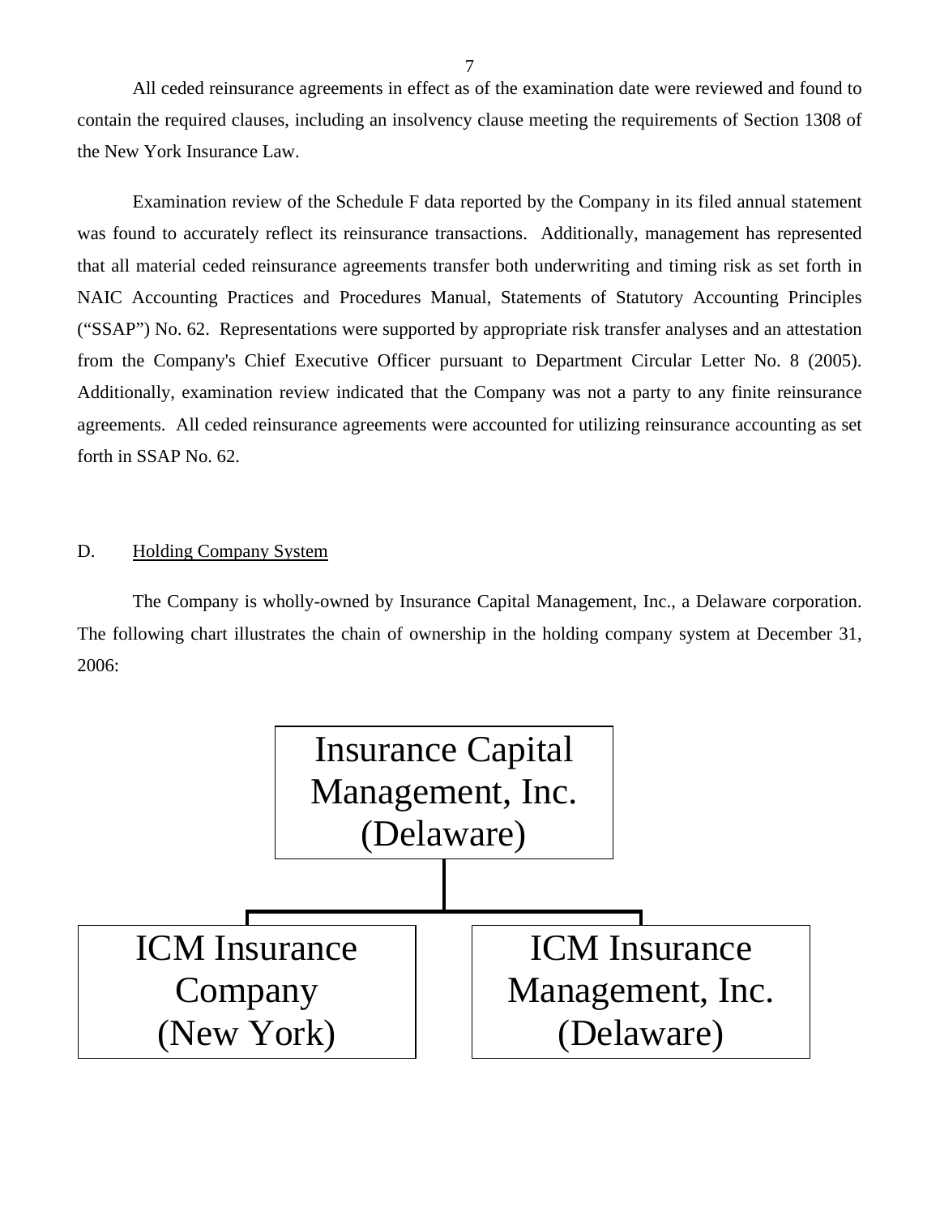All ceded reinsurance agreements in effect as of the examination date were reviewed and found to contain the required clauses, including an insolvency clause meeting the requirements of Section 1308 of the New York Insurance Law.

Examination review of the Schedule F data reported by the Company in its filed annual statement was found to accurately reflect its reinsurance transactions. Additionally, management has represented that all material ceded reinsurance agreements transfer both underwriting and timing risk as set forth in NAIC Accounting Practices and Procedures Manual, Statements of Statutory Accounting Principles ("SSAP") No. 62. Representations were supported by appropriate risk transfer analyses and an attestation from the Company's Chief Executive Officer pursuant to Department Circular Letter No. 8 (2005). Additionally, examination review indicated that the Company was not a party to any finite reinsurance agreements. All ceded reinsurance agreements were accounted for utilizing reinsurance accounting as set forth in SSAP No. 62.

## D. Holding Company System

The Company is wholly-owned by Insurance Capital Management, Inc., a Delaware corporation. The following chart illustrates the chain of ownership in the holding company system at December 31, 2006:

Insurance Capital Management, Inc. (Delaware)

- ICM Insurance Company (New York)
- ICM Insurance Management, Inc. (Delaware)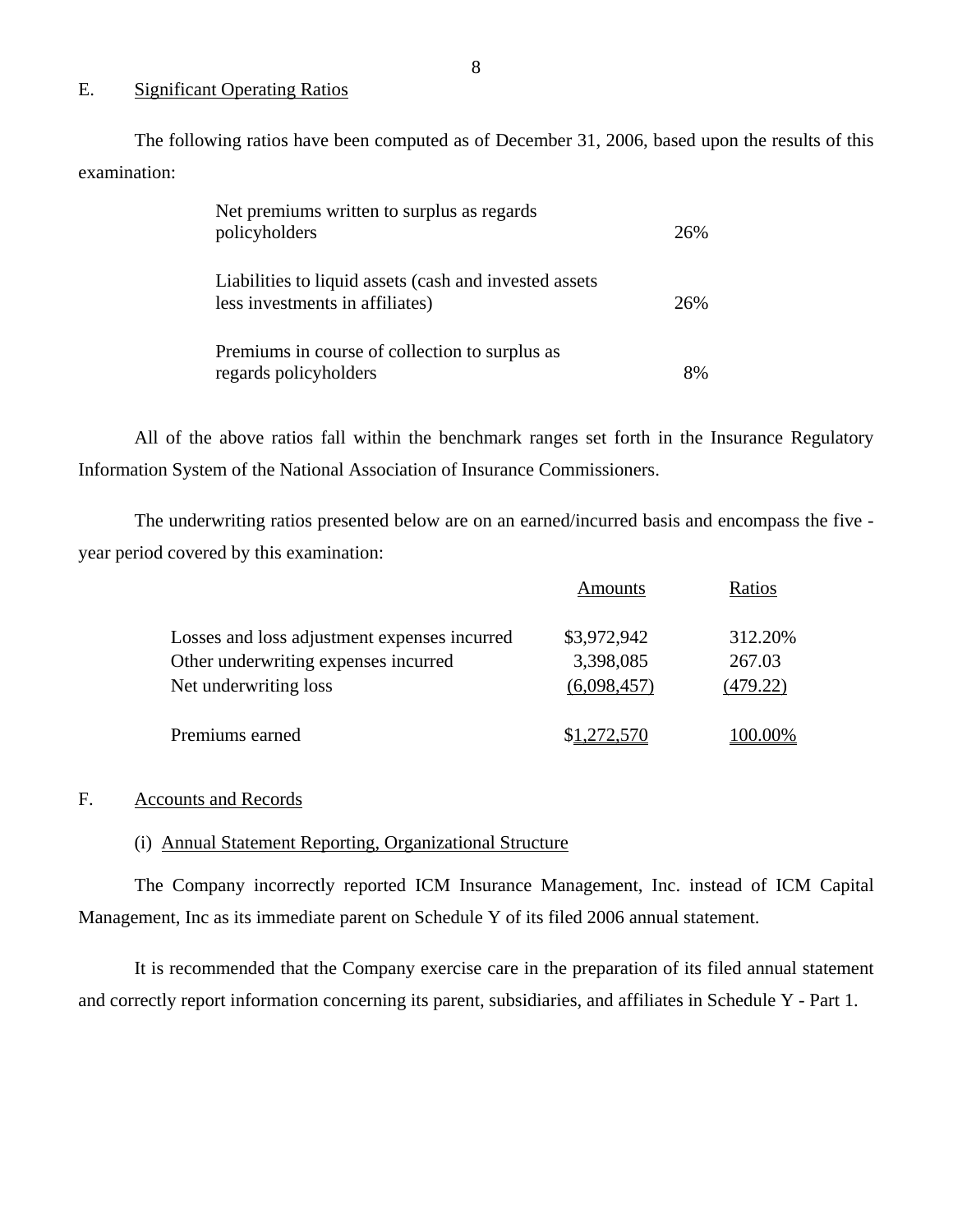## E. Significant Operating Ratios

The following ratios have been computed as of December 31, 2006, based upon the results of this examination:

| | |
|---|---|
| Net premiums written to surplus as regards policyholders | 26% |
| Liabilities to liquid assets (cash and invested assets less investments in affiliates) | 26% |
| Premiums in course of collection to surplus as regards policyholders | 8% |

All of the above ratios fall within the benchmark ranges set forth in the Insurance Regulatory Information System of the National Association of Insurance Commissioners.

The underwriting ratios presented below are on an earned/incurred basis and encompass the five - year period covered by this examination:

| | Amounts | Ratios |
|---|---|---|
| Losses and loss adjustment expenses incurred | $3,972,942 | 312.20% |
| Other underwriting expenses incurred | 3,398,085 | 267.03 |
| Net underwriting loss | (6,098,457) | (479.22) |
| Premiums earned | $1,272,570 | 100.00% |

## F. Accounts and Records

### (i) Annual Statement Reporting, Organizational Structure

The Company incorrectly reported ICM Insurance Management, Inc. instead of ICM Capital Management, Inc as its immediate parent on Schedule Y of its filed 2006 annual statement.

It is recommended that the Company exercise care in the preparation of its filed annual statement and correctly report information concerning its parent, subsidiaries, and affiliates in Schedule Y - Part 1.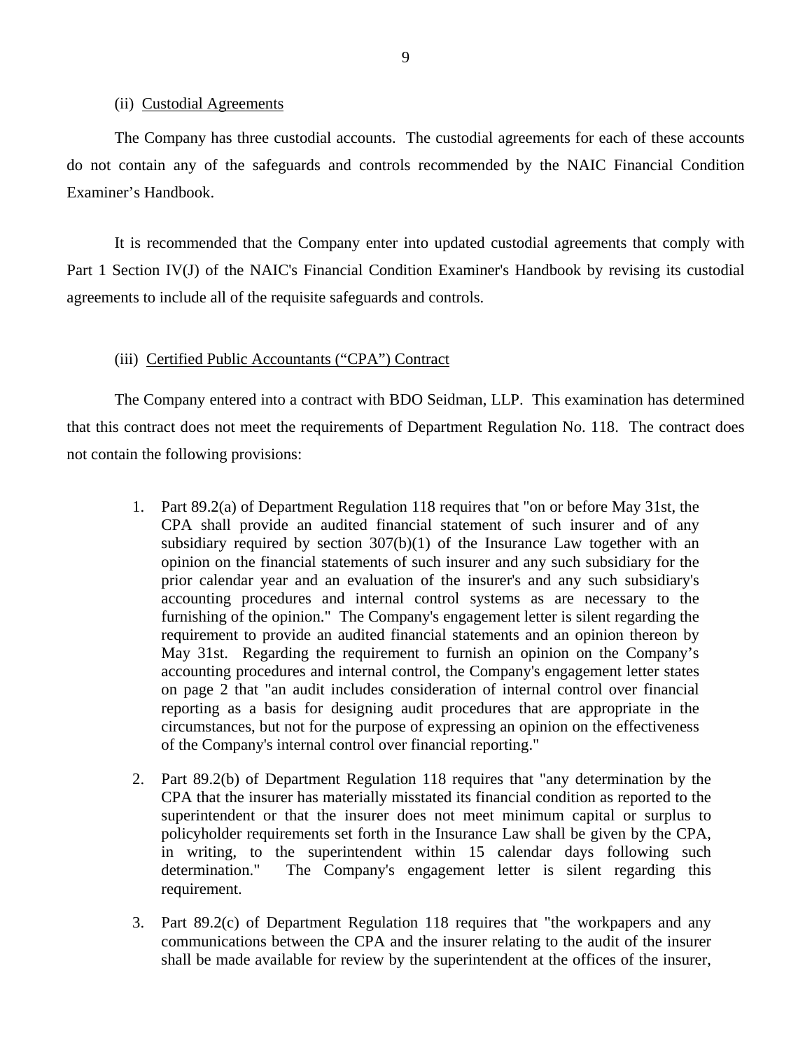(ii) Custodial Agreements

The Company has three custodial accounts. The custodial agreements for each of these accounts do not contain any of the safeguards and controls recommended by the NAIC Financial Condition Examiner's Handbook.

It is recommended that the Company enter into updated custodial agreements that comply with Part 1 Section IV(J) of the NAIC's Financial Condition Examiner's Handbook by revising its custodial agreements to include all of the requisite safeguards and controls.

(iii) Certified Public Accountants ("CPA") Contract

The Company entered into a contract with BDO Seidman, LLP. This examination has determined that this contract does not meet the requirements of Department Regulation No. 118. The contract does not contain the following provisions:

1. Part 89.2(a) of Department Regulation 118 requires that "on or before May 31st, the CPA shall provide an audited financial statement of such insurer and of any subsidiary required by section 307(b)(1) of the Insurance Law together with an opinion on the financial statements of such insurer and any such subsidiary for the prior calendar year and an evaluation of the insurer's and any such subsidiary's accounting procedures and internal control systems as are necessary to the furnishing of the opinion." The Company's engagement letter is silent regarding the requirement to provide an audited financial statements and an opinion thereon by May 31st. Regarding the requirement to furnish an opinion on the Company's accounting procedures and internal control, the Company's engagement letter states on page 2 that "an audit includes consideration of internal control over financial reporting as a basis for designing audit procedures that are appropriate in the circumstances, but not for the purpose of expressing an opinion on the effectiveness of the Company's internal control over financial reporting."

2. Part 89.2(b) of Department Regulation 118 requires that "any determination by the CPA that the insurer has materially misstated its financial condition as reported to the superintendent or that the insurer does not meet minimum capital or surplus to policyholder requirements set forth in the Insurance Law shall be given by the CPA, in writing, to the superintendent within 15 calendar days following such determination." The Company's engagement letter is silent regarding this requirement.

3. Part 89.2(c) of Department Regulation 118 requires that "the workpapers and any communications between the CPA and the insurer relating to the audit of the insurer shall be made available for review by the superintendent at the offices of the insurer,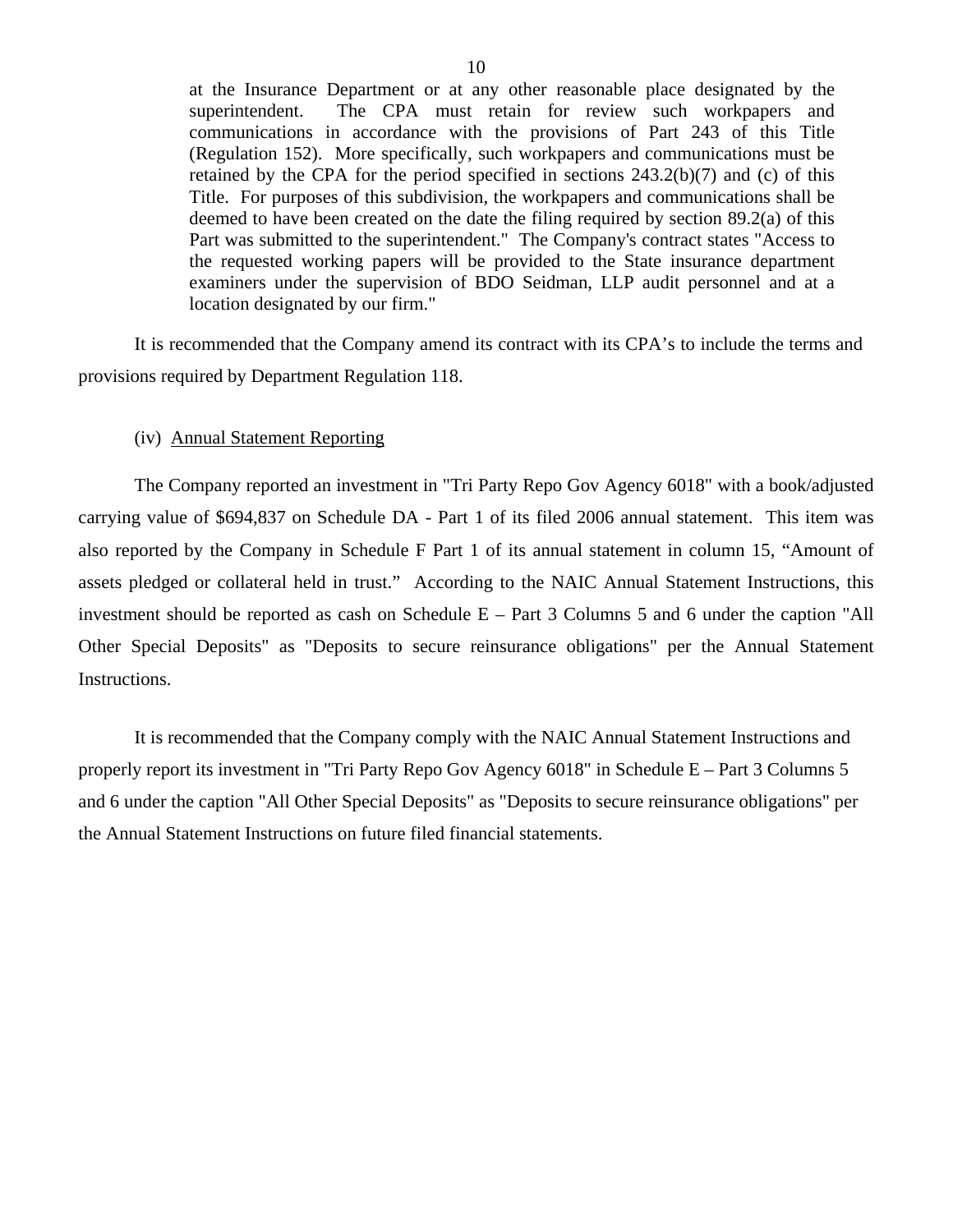> at the Insurance Department or at any other reasonable place designated by the superintendent. The CPA must retain for review such workpapers and communications in accordance with the provisions of Part 243 of this Title (Regulation 152). More specifically, such workpapers and communications must be retained by the CPA for the period specified in sections 243.2(b)(7) and (c) of this Title. For purposes of this subdivision, the workpapers and communications shall be deemed to have been created on the date the filing required by section 89.2(a) of this Part was submitted to the superintendent." The Company's contract states "Access to the requested working papers will be provided to the State insurance department examiners under the supervision of BDO Seidman, LLP audit personnel and at a location designated by our firm."

It is recommended that the Company amend its contract with its CPA's to include the terms and provisions required by Department Regulation 118.

(iv) Annual Statement Reporting

The Company reported an investment in "Tri Party Repo Gov Agency 6018" with a book/adjusted carrying value of $694,837 on Schedule DA - Part 1 of its filed 2006 annual statement. This item was also reported by the Company in Schedule F Part 1 of its annual statement in column 15, "Amount of assets pledged or collateral held in trust." According to the NAIC Annual Statement Instructions, this investment should be reported as cash on Schedule E – Part 3 Columns 5 and 6 under the caption "All Other Special Deposits" as "Deposits to secure reinsurance obligations" per the Annual Statement Instructions.

It is recommended that the Company comply with the NAIC Annual Statement Instructions and properly report its investment in "Tri Party Repo Gov Agency 6018" in Schedule E – Part 3 Columns 5 and 6 under the caption "All Other Special Deposits" as "Deposits to secure reinsurance obligations" per the Annual Statement Instructions on future filed financial statements.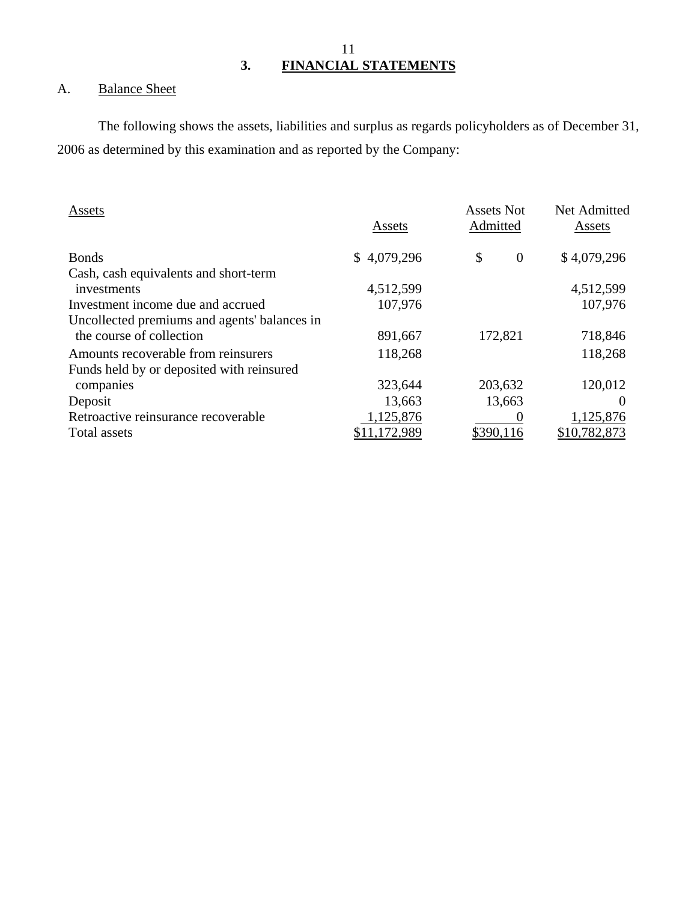## 3. FINANCIAL STATEMENTS

A. Balance Sheet

The following shows the assets, liabilities and surplus as regards policyholders as of December 31, 2006 as determined by this examination and as reported by the Company:

| Assets | Assets | Assets Not Admitted | Net Admitted Assets |
|---|---|---|---|
| Bonds | $ 4,079,296 | $ 0 | $ 4,079,296 |
| Cash, cash equivalents and short-term investments | 4,512,599 | | 4,512,599 |
| Investment income due and accrued | 107,976 | | 107,976 |
| Uncollected premiums and agents' balances in the course of collection | 891,667 | 172,821 | 718,846 |
| Amounts recoverable from reinsurers | 118,268 | | 118,268 |
| Funds held by or deposited with reinsured companies | 323,644 | 203,632 | 120,012 |
| Deposit | 13,663 | 13,663 | 0 |
| Retroactive reinsurance recoverable | 1,125,876 | 0 | 1,125,876 |
| Total assets | $11,172,989 | $390,116 | $10,782,873 |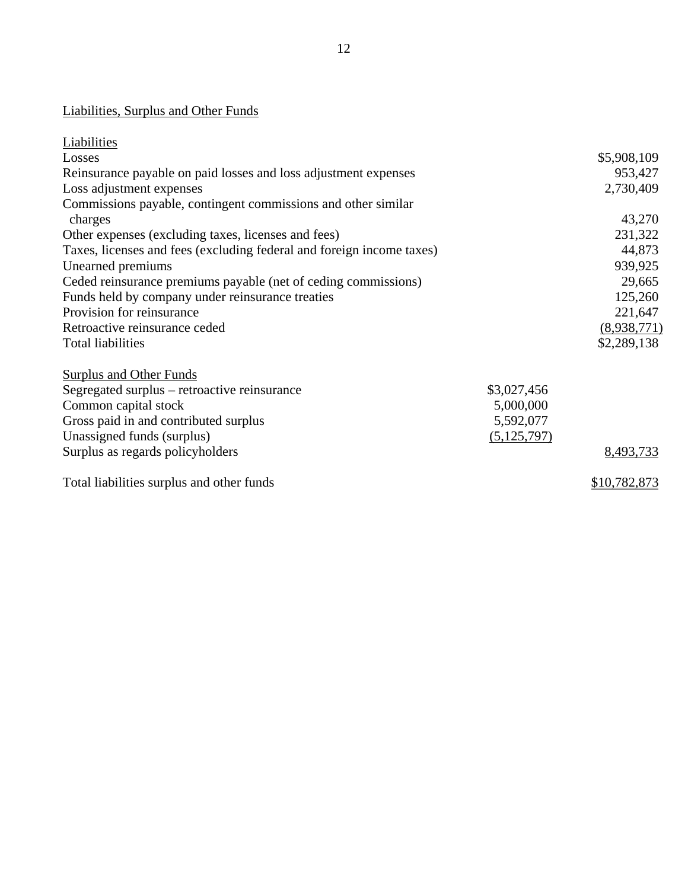Liabilities, Surplus and Other Funds

| Liabilities | | |
|---|---|---|
| Losses | | $5,908,109 |
| Reinsurance payable on paid losses and loss adjustment expenses | | 953,427 |
| Loss adjustment expenses | | 2,730,409 |
| Commissions payable, contingent commissions and other similar charges | | 43,270 |
| Other expenses (excluding taxes, licenses and fees) | | 231,322 |
| Taxes, licenses and fees (excluding federal and foreign income taxes) | | 44,873 |
| Unearned premiums | | 939,925 |
| Ceded reinsurance premiums payable (net of ceding commissions) | | 29,665 |
| Funds held by company under reinsurance treaties | | 125,260 |
| Provision for reinsurance | | 221,647 |
| Retroactive reinsurance ceded | | (8,938,771) |
| Total liabilities | | $2,289,138 |
| | | |
| Surplus and Other Funds | | |
| Segregated surplus – retroactive reinsurance | $3,027,456 | |
| Common capital stock | 5,000,000 | |
| Gross paid in and contributed surplus | 5,592,077 | |
| Unassigned funds (surplus) | (5,125,797) | |
| Surplus as regards policyholders | | 8,493,733 |
| | | |
| Total liabilities surplus and other funds | | $10,782,873 |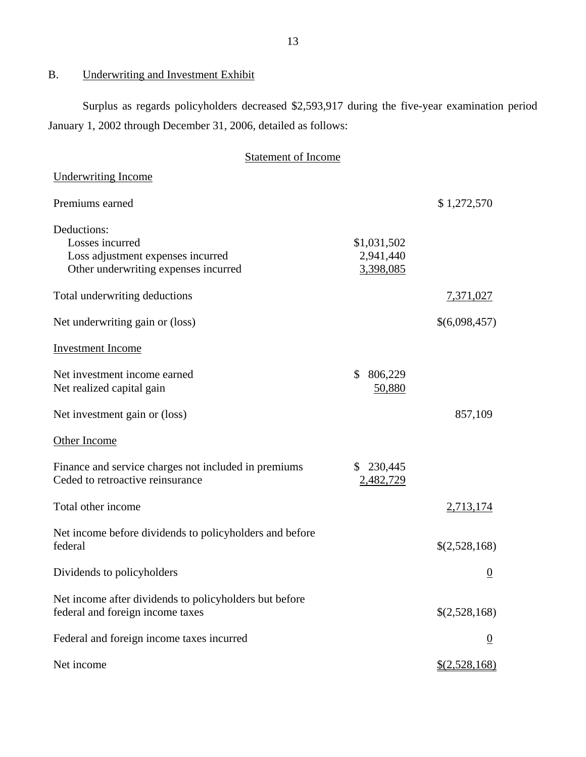## B. Underwriting and Investment Exhibit

Surplus as regards policyholders decreased $2,593,917 during the five-year examination period January 1, 2002 through December 31, 2006, detailed as follows:

### Statement of Income

| | | |
|---|---|---|
| **Underwriting Income** | | |
| Premiums earned | | $ 1,272,570 |
| Deductions: | | |
| Losses incurred | $1,031,502 | |
| Loss adjustment expenses incurred | 2,941,440 | |
| Other underwriting expenses incurred | 3,398,085 | |
| Total underwriting deductions | | 7,371,027 |
| Net underwriting gain or (loss) | | $(6,098,457) |
| **Investment Income** | | |
| Net investment income earned | $ 806,229 | |
| Net realized capital gain | 50,880 | |
| Net investment gain or (loss) | | 857,109 |
| **Other Income** | | |
| Finance and service charges not included in premiums | $ 230,445 | |
| Ceded to retroactive reinsurance | 2,482,729 | |
| Total other income | | 2,713,174 |
| Net income before dividends to policyholders and before federal | | $(2,528,168) |
| Dividends to policyholders | | 0 |
| Net income after dividends to policyholders but before federal and foreign income taxes | | $(2,528,168) |
| Federal and foreign income taxes incurred | | 0 |
| Net income | | $(2,528,168) |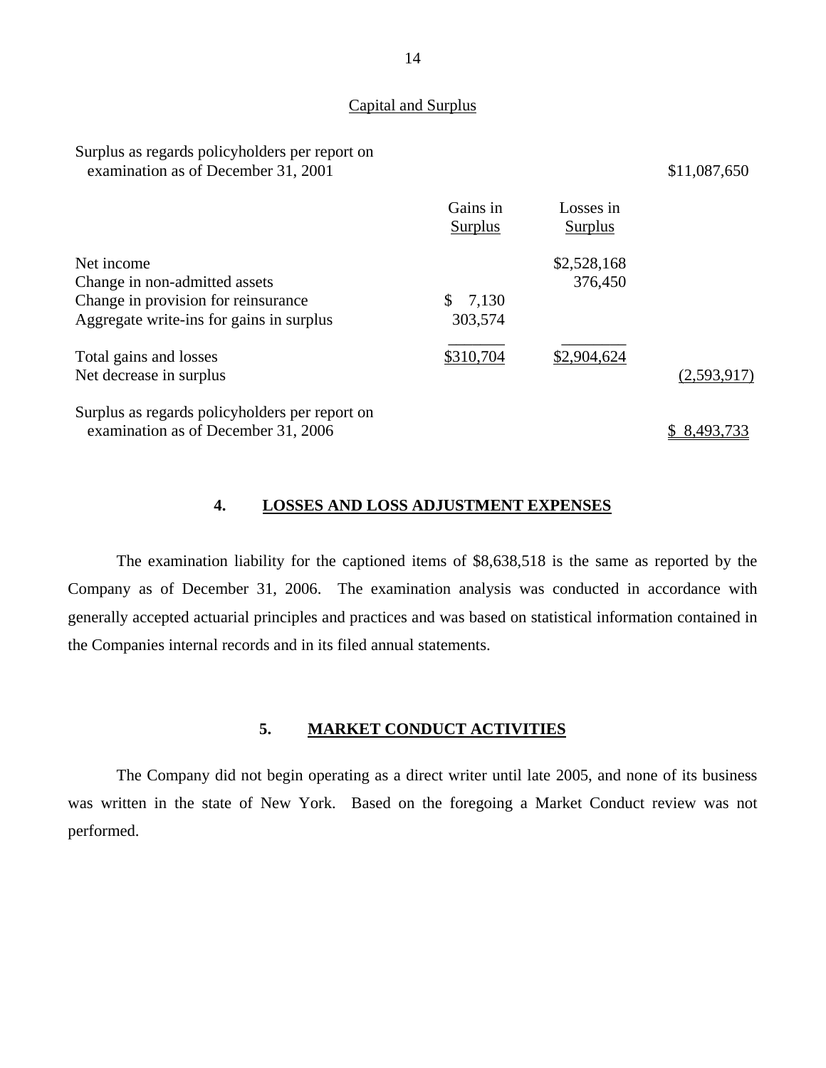Capital and Surplus

| | Gains in Surplus | Losses in Surplus | |
|---|---|---|---|
| Surplus as regards policyholders per report on examination as of December 31, 2001 | | | $11,087,650 |
| Net income | | $2,528,168 | |
| Change in non-admitted assets | | 376,450 | |
| Change in provision for reinsurance | $ 7,130 | | |
| Aggregate write-ins for gains in surplus | 303,574 | | |
| Total gains and losses | $310,704 | $2,904,624 | |
| Net decrease in surplus | | | (2,593,917) |
| Surplus as regards policyholders per report on examination as of December 31, 2006 | | | $ 8,493,733 |

## 4. LOSSES AND LOSS ADJUSTMENT EXPENSES

The examination liability for the captioned items of $8,638,518 is the same as reported by the Company as of December 31, 2006. The examination analysis was conducted in accordance with generally accepted actuarial principles and practices and was based on statistical information contained in the Companies internal records and in its filed annual statements.

## 5. MARKET CONDUCT ACTIVITIES

The Company did not begin operating as a direct writer until late 2005, and none of its business was written in the state of New York. Based on the foregoing a Market Conduct review was not performed.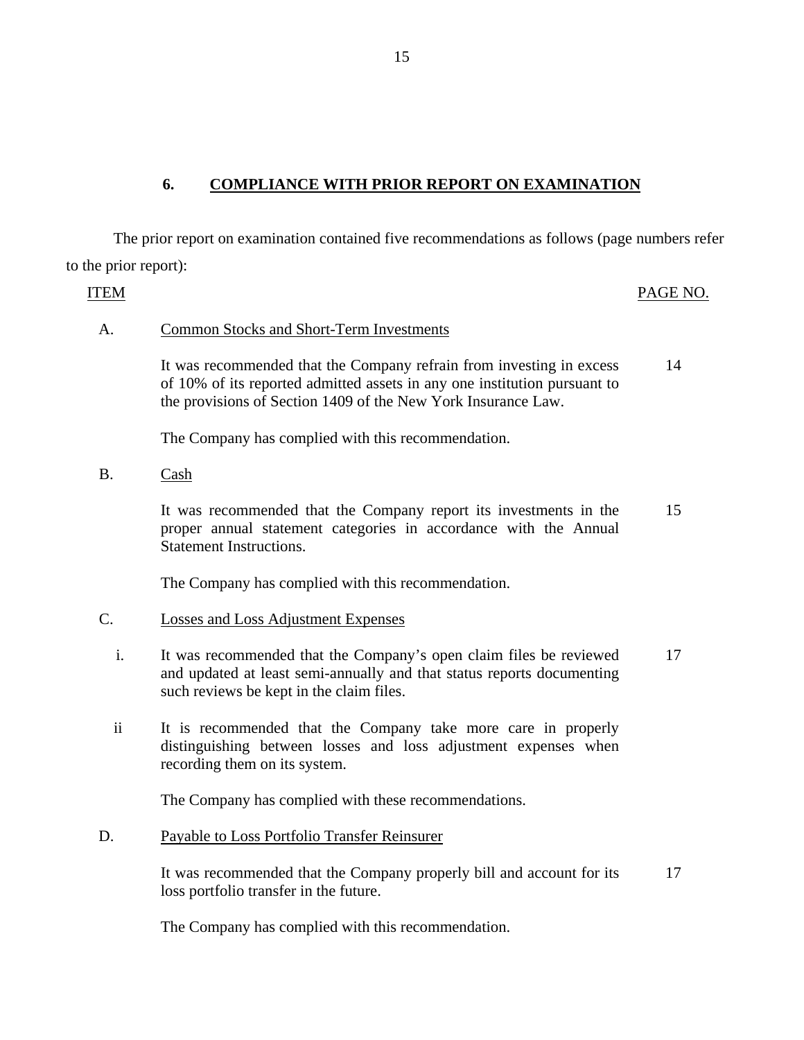## 6. COMPLIANCE WITH PRIOR REPORT ON EXAMINATION

The prior report on examination contained five recommendations as follows (page numbers refer to the prior report):

| ITEM | | PAGE NO. |
|---|---|---|
| A. | Common Stocks and Short-Term Investments | |
| | It was recommended that the Company refrain from investing in excess of 10% of its reported admitted assets in any one institution pursuant to the provisions of Section 1409 of the New York Insurance Law. | 14 |
| | The Company has complied with this recommendation. | |
| B. | Cash | |
| | It was recommended that the Company report its investments in the proper annual statement categories in accordance with the Annual Statement Instructions. | 15 |
| | The Company has complied with this recommendation. | |
| C. | Losses and Loss Adjustment Expenses | |
| i. | It was recommended that the Company's open claim files be reviewed and updated at least semi-annually and that status reports documenting such reviews be kept in the claim files. | 17 |
| ii | It is recommended that the Company take more care in properly distinguishing between losses and loss adjustment expenses when recording them on its system. | |
| | The Company has complied with these recommendations. | |
| D. | Payable to Loss Portfolio Transfer Reinsurer | |
| | It was recommended that the Company properly bill and account for its loss portfolio transfer in the future. | 17 |
| | The Company has complied with this recommendation. | |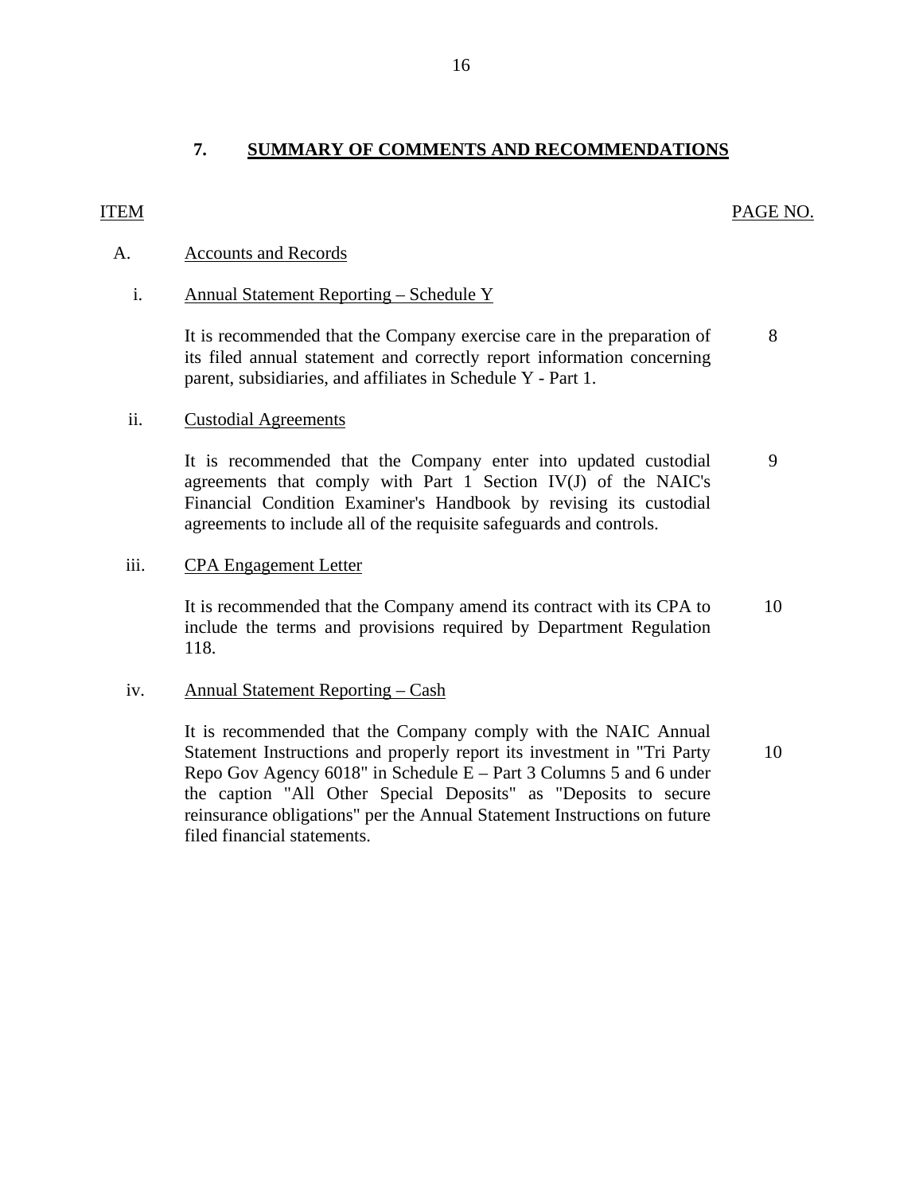## 7. SUMMARY OF COMMENTS AND RECOMMENDATIONS

| ITEM | | PAGE NO. |
|---|---|---|
| A. | Accounts and Records | |
| i. | Annual Statement Reporting – Schedule Y | |
| | It is recommended that the Company exercise care in the preparation of its filed annual statement and correctly report information concerning parent, subsidiaries, and affiliates in Schedule Y - Part 1. | 8 |
| ii. | Custodial Agreements | |
| | It is recommended that the Company enter into updated custodial agreements that comply with Part 1 Section IV(J) of the NAIC's Financial Condition Examiner's Handbook by revising its custodial agreements to include all of the requisite safeguards and controls. | 9 |
| iii. | CPA Engagement Letter | |
| | It is recommended that the Company amend its contract with its CPA to include the terms and provisions required by Department Regulation 118. | 10 |
| iv. | Annual Statement Reporting – Cash | |
| | It is recommended that the Company comply with the NAIC Annual Statement Instructions and properly report its investment in "Tri Party Repo Gov Agency 6018" in Schedule E – Part 3 Columns 5 and 6 under the caption "All Other Special Deposits" as "Deposits to secure reinsurance obligations" per the Annual Statement Instructions on future filed financial statements. | 10 |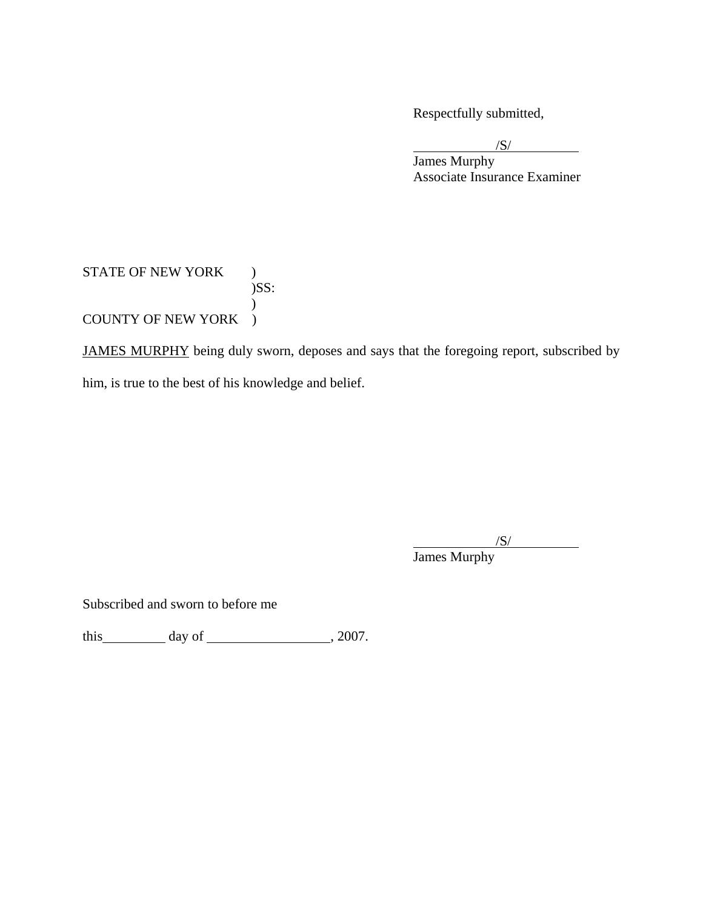Respectfully submitted,

/S/

James Murphy
Associate Insurance Examiner

STATE OF NEW YORK )
)SS:
)
COUNTY OF NEW YORK )

JAMES MURPHY being duly sworn, deposes and says that the foregoing report, subscribed by him, is true to the best of his knowledge and belief.

/S/

James Murphy

Subscribed and sworn to before me

this\_\_\_\_\_\_\_\_\_ day of \_\_\_\_\_\_\_\_\_\_\_\_\_\_\_\_\_\_, 2007.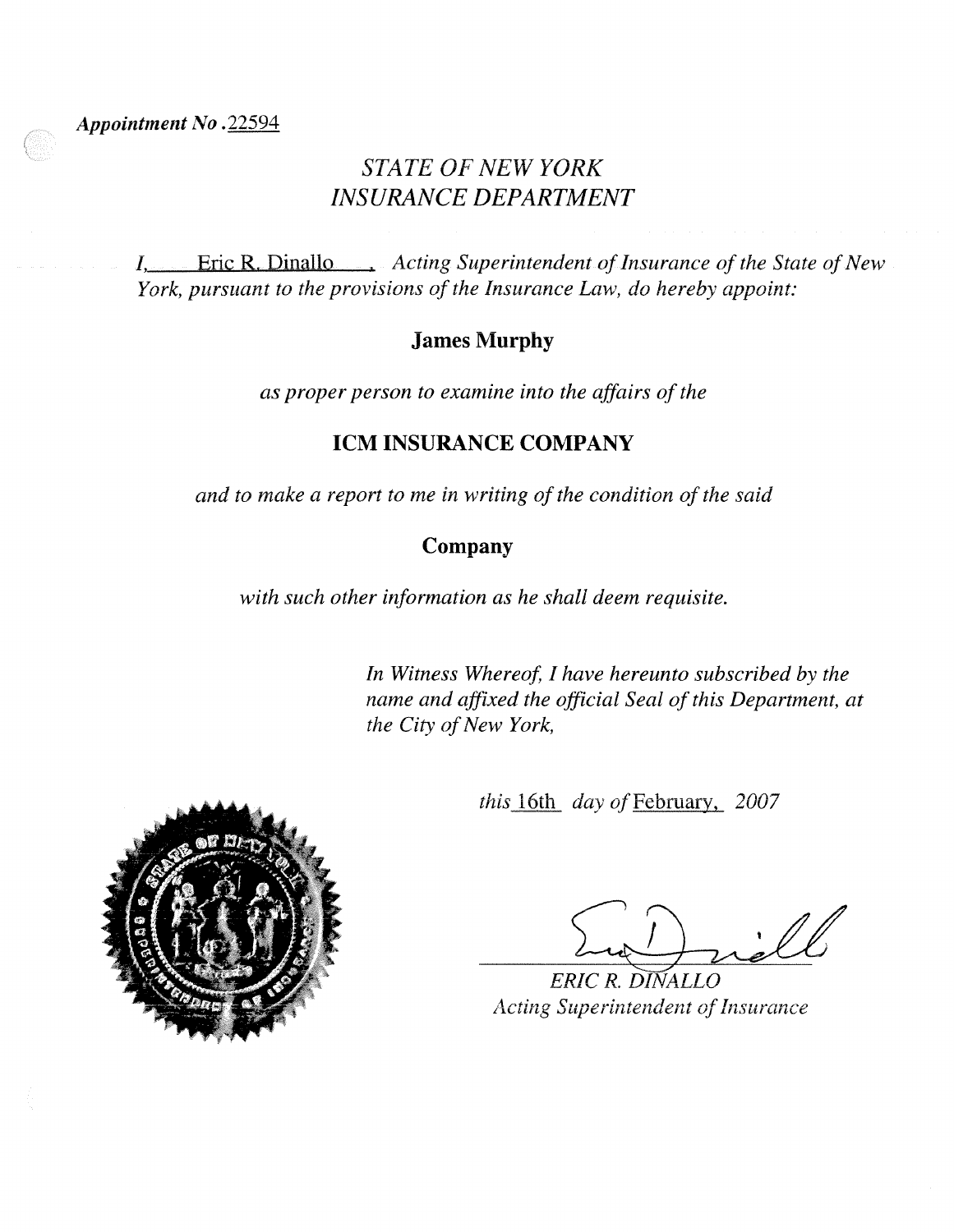*Appointment No .*22594

## *STATE OF NEW YORK*
## *INSURANCE DEPARTMENT*

*I,* Eric R. Dinallo *, Acting Superintendent of Insurance of the State of New York, pursuant to the provisions of the Insurance Law, do hereby appoint:*

**James Murphy**

*as proper person to examine into the affairs of the*

**ICM INSURANCE COMPANY**

*and to make a report to me in writing of the condition of the said*

**Company**

*with such other information as he shall deem requisite.*

*In Witness Whereof, I have hereunto subscribed by the name and affixed the official Seal of this Department, at the City of New York,*

*this* 16th *day of* February, *2007*

*ERIC R. DINALLO*
*Acting Superintendent of Insurance*